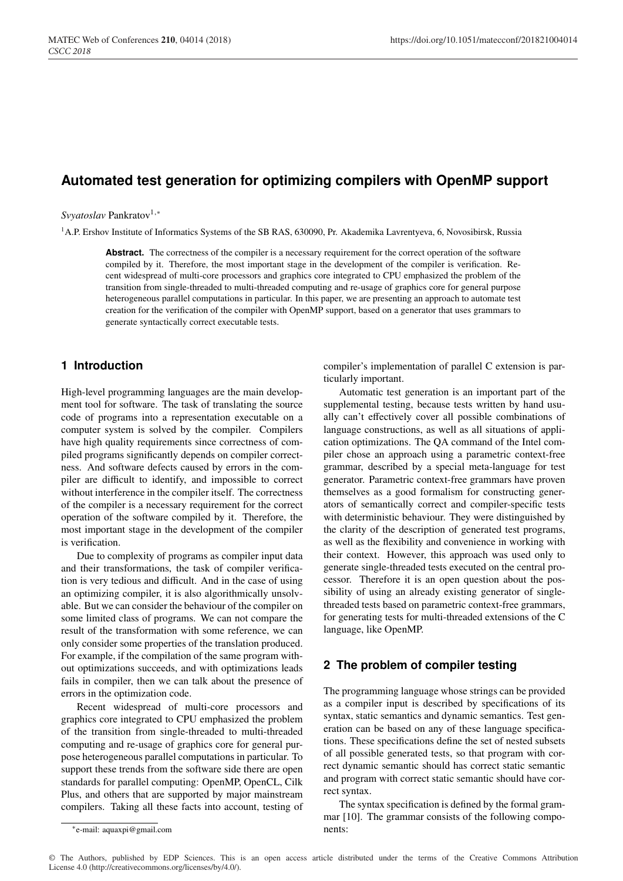# Automated test generation for optimizing compilers with OpenMP support

*Svyatoslav* Pankratov[1,*]

[1]A.P. Ershov Institute of Informatics Systems of the SB RAS, 630090, Pr. Akademika Lavrentyeva, 6, Novosibirsk, Russia

**Abstract.** The correctness of the compiler is a necessary requirement for the correct operation of the software compiled by it. Therefore, the most important stage in the development of the compiler is verification. Recent widespread of multi-core processors and graphics core integrated to CPU emphasized the problem of the transition from single-threaded to multi-threaded computing and re-usage of graphics core for general purpose heterogeneous parallel computations in particular. In this paper, we are presenting an approach to automate test creation for the verification of the compiler with OpenMP support, based on a generator that uses grammars to generate syntactically correct executable tests.

## 1 Introduction

High-level programming languages are the main development tool for software. The task of translating the source code of programs into a representation executable on a computer system is solved by the compiler. Compilers have high quality requirements since correctness of compiled programs significantly depends on compiler correctness. And software defects caused by errors in the compiler are difficult to identify, and impossible to correct without interference in the compiler itself. The correctness of the compiler is a necessary requirement for the correct operation of the software compiled by it. Therefore, the most important stage in the development of the compiler is verification.

Due to complexity of programs as compiler input data and their transformations, the task of compiler verification is very tedious and difficult. And in the case of using an optimizing compiler, it is also algorithmically unsolvable. But we can consider the behaviour of the compiler on some limited class of programs. We can not compare the result of the transformation with some reference, we can only consider some properties of the translation produced. For example, if the compilation of the same program without optimizations succeeds, and with optimizations leads fails in compiler, then we can talk about the presence of errors in the optimization code.

Recent widespread of multi-core processors and graphics core integrated to CPU emphasized the problem of the transition from single-threaded to multi-threaded computing and re-usage of graphics core for general purpose heterogeneous parallel computations in particular. To support these trends from the software side there are open standards for parallel computing: OpenMP, OpenCL, Cilk Plus, and others that are supported by major mainstream compilers. Taking all these facts into account, testing of compiler's implementation of parallel C extension is particularly important.

Automatic test generation is an important part of the supplemental testing, because tests written by hand usually can't effectively cover all possible combinations of language constructions, as well as all situations of application optimizations. The QA command of the Intel compiler chose an approach using a parametric context-free grammar, described by a special meta-language for test generator. Parametric context-free grammars have proven themselves as a good formalism for constructing generators of semantically correct and compiler-specific tests with deterministic behaviour. They were distinguished by the clarity of the description of generated test programs, as well as the flexibility and convenience in working with their context. However, this approach was used only to generate single-threaded tests executed on the central processor. Therefore it is an open question about the possibility of using an already existing generator of single-threaded tests based on parametric context-free grammars, for generating tests for multi-threaded extensions of the C language, like OpenMP.

## 2 The problem of compiler testing

The programming language whose strings can be provided as a compiler input is described by specifications of its syntax, static semantics and dynamic semantics. Test generation can be based on any of these language specifications. These specifications define the set of nested subsets of all possible generated tests, so that program with correct dynamic semantic should has correct static semantic and program with correct static semantic should have correct syntax.

The syntax specification is defined by the formal grammar [10]. The grammar consists of the following components:

*e-mail: aquaxpi@gmail.com

© The Authors, published by EDP Sciences. This is an open access article distributed under the terms of the Creative Commons Attribution License 4.0 (http://creativecommons.org/licenses/by/4.0/).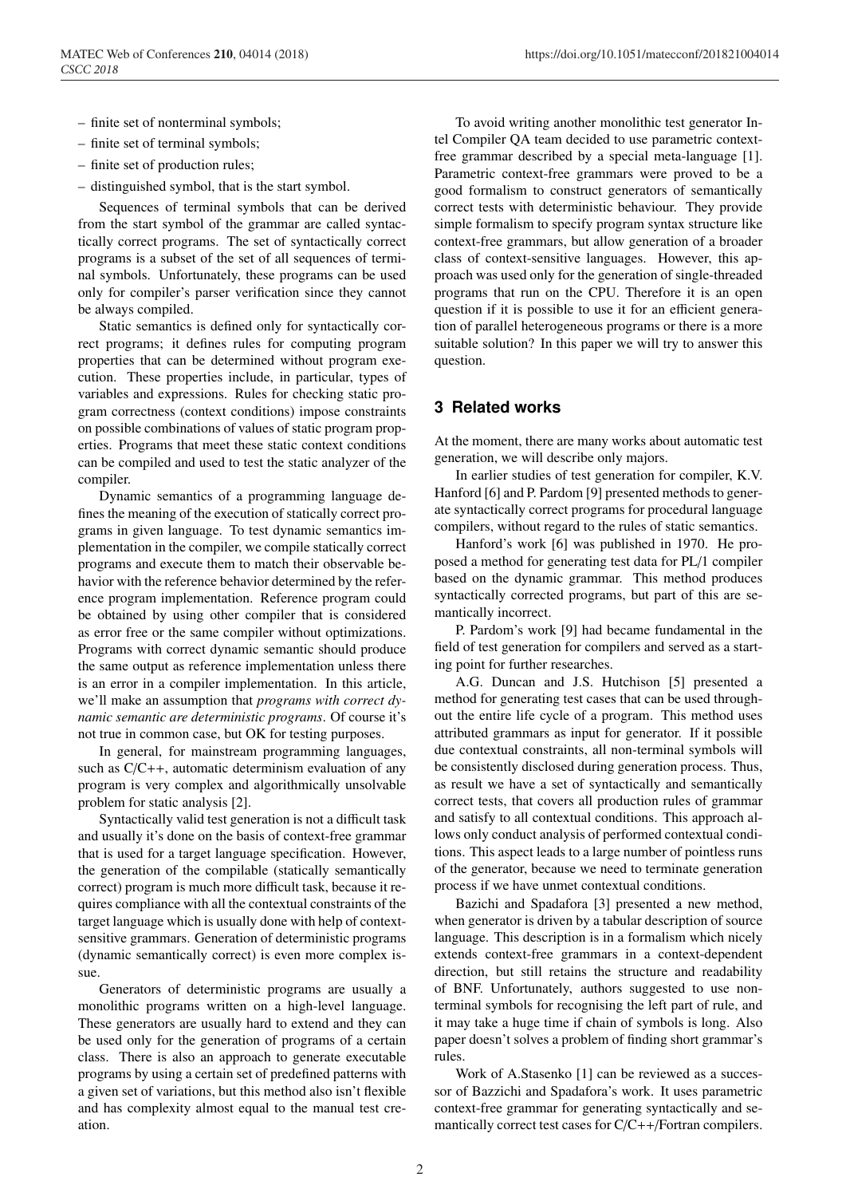– finite set of nonterminal symbols;
– finite set of terminal symbols;
– finite set of production rules;
– distinguished symbol, that is the start symbol.

Sequences of terminal symbols that can be derived from the start symbol of the grammar are called syntactically correct programs. The set of syntactically correct programs is a subset of the set of all sequences of terminal symbols. Unfortunately, these programs can be used only for compiler's parser verification since they cannot be always compiled.

Static semantics is defined only for syntactically correct programs; it defines rules for computing program properties that can be determined without program execution. These properties include, in particular, types of variables and expressions. Rules for checking static program correctness (context conditions) impose constraints on possible combinations of values of static program properties. Programs that meet these static context conditions can be compiled and used to test the static analyzer of the compiler.

Dynamic semantics of a programming language defines the meaning of the execution of statically correct programs in given language. To test dynamic semantics implementation in the compiler, we compile statically correct programs and execute them to match their observable behavior with the reference behavior determined by the reference program implementation. Reference program could be obtained by using other compiler that is considered as error free or the same compiler without optimizations. Programs with correct dynamic semantic should produce the same output as reference implementation unless there is an error in a compiler implementation. In this article, we'll make an assumption that *programs with correct dynamic semantic are deterministic programs*. Of course it's not true in common case, but OK for testing purposes.

In general, for mainstream programming languages, such as C/C++, automatic determinism evaluation of any program is very complex and algorithmically unsolvable problem for static analysis [2].

Syntactically valid test generation is not a difficult task and usually it's done on the basis of context-free grammar that is used for a target language specification. However, the generation of the compilable (statically semantically correct) program is much more difficult task, because it requires compliance with all the contextual constraints of the target language which is usually done with help of context-sensitive grammars. Generation of deterministic programs (dynamic semantically correct) is even more complex issue.

Generators of deterministic programs are usually a monolithic programs written on a high-level language. These generators are usually hard to extend and they can be used only for the generation of programs of a certain class. There is also an approach to generate executable programs by using a certain set of predefined patterns with a given set of variations, but this method also isn't flexible and has complexity almost equal to the manual test creation.

To avoid writing another monolithic test generator Intel Compiler QA team decided to use parametric context-free grammar described by a special meta-language [1]. Parametric context-free grammars were proved to be a good formalism to construct generators of semantically correct tests with deterministic behaviour. They provide simple formalism to specify program syntax structure like context-free grammars, but allow generation of a broader class of context-sensitive languages. However, this approach was used only for the generation of single-threaded programs that run on the CPU. Therefore it is an open question if it is possible to use it for an efficient generation of parallel heterogeneous programs or there is a more suitable solution? In this paper we will try to answer this question.

## 3 Related works

At the moment, there are many works about automatic test generation, we will describe only majors.

In earlier studies of test generation for compiler, K.V. Hanford [6] and P. Pardom [9] presented methods to generate syntactically correct programs for procedural language compilers, without regard to the rules of static semantics.

Hanford's work [6] was published in 1970. He proposed a method for generating test data for PL/1 compiler based on the dynamic grammar. This method produces syntactically corrected programs, but part of this are semantically incorrect.

P. Pardom's work [9] had became fundamental in the field of test generation for compilers and served as a starting point for further researches.

A.G. Duncan and J.S. Hutchison [5] presented a method for generating test cases that can be used throughout the entire life cycle of a program. This method uses attributed grammars as input for generator. If it possible due contextual constraints, all non-terminal symbols will be consistently disclosed during generation process. Thus, as result we have a set of syntactically and semantically correct tests, that covers all production rules of grammar and satisfy to all contextual conditions. This approach allows only conduct analysis of performed contextual conditions. This aspect leads to a large number of pointless runs of the generator, because we need to terminate generation process if we have unmet contextual conditions.

Bazichi and Spadafora [3] presented a new method, when generator is driven by a tabular description of source language. This description is in a formalism which nicely extends context-free grammars in a context-dependent direction, but still retains the structure and readability of BNF. Unfortunately, authors suggested to use non-terminal symbols for recognising the left part of rule, and it may take a huge time if chain of symbols is long. Also paper doesn't solves a problem of finding short grammar's rules.

Work of A.Stasenko [1] can be reviewed as a successor of Bazzichi and Spadafora's work. It uses parametric context-free grammar for generating syntactically and semantically correct test cases for C/C++/Fortran compilers.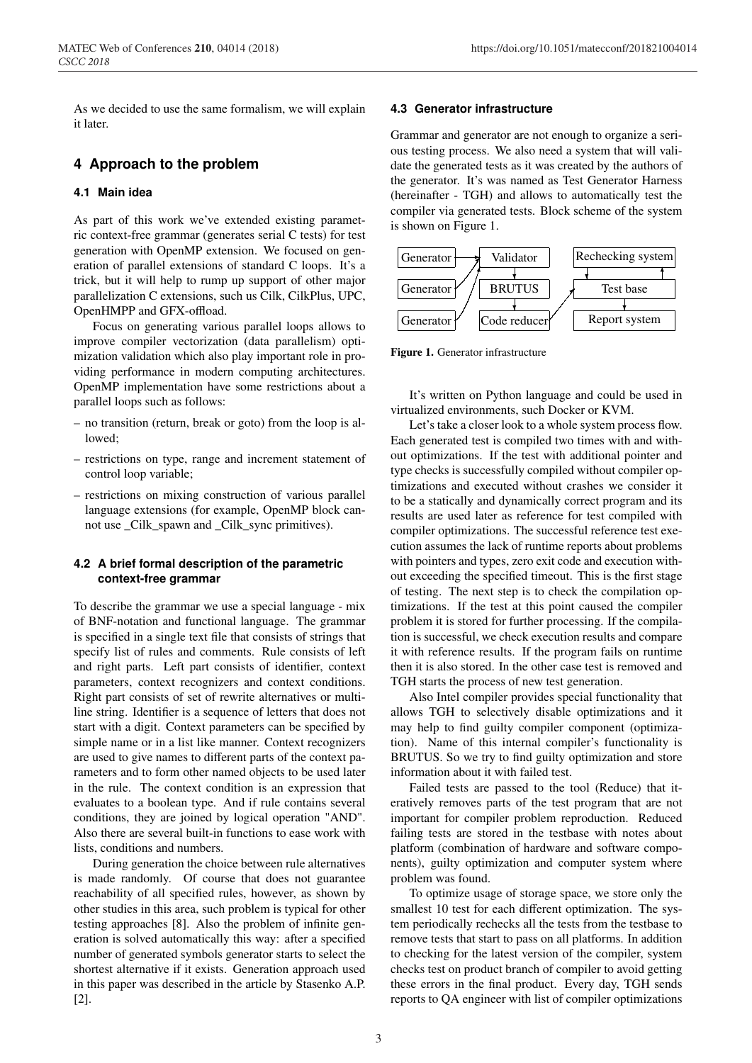As we decided to use the same formalism, we will explain it later.

## 4 Approach to the problem

### 4.1 Main idea

As part of this work we've extended existing parametric context-free grammar (generates serial C tests) for test generation with OpenMP extension. We focused on generation of parallel extensions of standard C loops. It's a trick, but it will help to rump up support of other major parallelization C extensions, such us Cilk, CilkPlus, UPC, OpenHMPP and GFX-offload.

Focus on generating various parallel loops allows to improve compiler vectorization (data parallelism) optimization validation which also play important role in providing performance in modern computing architectures. OpenMP implementation have some restrictions about a parallel loops such as follows:

- no transition (return, break or goto) from the loop is allowed;
- restrictions on type, range and increment statement of control loop variable;
- restrictions on mixing construction of various parallel language extensions (for example, OpenMP block cannot use _Cilk_spawn and _Cilk_sync primitives).

### 4.2 A brief formal description of the parametric context-free grammar

To describe the grammar we use a special language - mix of BNF-notation and functional language. The grammar is specified in a single text file that consists of strings that specify list of rules and comments. Rule consists of left and right parts. Left part consists of identifier, context parameters, context recognizers and context conditions. Right part consists of set of rewrite alternatives or multiline string. Identifier is a sequence of letters that does not start with a digit. Context parameters can be specified by simple name or in a list like manner. Context recognizers are used to give names to different parts of the context parameters and to form other named objects to be used later in the rule. The context condition is an expression that evaluates to a boolean type. And if rule contains several conditions, they are joined by logical operation "AND". Also there are several built-in functions to ease work with lists, conditions and numbers.

During generation the choice between rule alternatives is made randomly. Of course that does not guarantee reachability of all specified rules, however, as shown by other studies in this area, such problem is typical for other testing approaches [8]. Also the problem of infinite generation is solved automatically this way: after a specified number of generated symbols generator starts to select the shortest alternative if it exists. Generation approach used in this paper was described in the article by Stasenko A.P. [2].

### 4.3 Generator infrastructure

Grammar and generator are not enough to organize a serious testing process. We also need a system that will validate the generated tests as it was created by the authors of the generator. It's was named as Test Generator Harness (hereinafter - TGH) and allows to automatically test the compiler via generated tests. Block scheme of the system is shown on Figure 1.

**Figure 1.** Generator infrastructure

It's written on Python language and could be used in virtualized environments, such Docker or KVM.

Let's take a closer look to a whole system process flow. Each generated test is compiled two times with and without optimizations. If the test with additional pointer and type checks is successfully compiled without compiler optimizations and executed without crashes we consider it to be a statically and dynamically correct program and its results are used later as reference for test compiled with compiler optimizations. The successful reference test execution assumes the lack of runtime reports about problems with pointers and types, zero exit code and execution without exceeding the specified timeout. This is the first stage of testing. The next step is to check the compilation optimizations. If the test at this point caused the compiler problem it is stored for further processing. If the compilation is successful, we check execution results and compare it with reference results. If the program fails on runtime then it is also stored. In the other case test is removed and TGH starts the process of new test generation.

Also Intel compiler provides special functionality that allows TGH to selectively disable optimizations and it may help to find guilty compiler component (optimization). Name of this internal compiler's functionality is BRUTUS. So we try to find guilty optimization and store information about it with failed test.

Failed tests are passed to the tool (Reduce) that iteratively removes parts of the test program that are not important for compiler problem reproduction. Reduced failing tests are stored in the testbase with notes about platform (combination of hardware and software components), guilty optimization and computer system where problem was found.

To optimize usage of storage space, we store only the smallest 10 test for each different optimization. The system periodically rechecks all the tests from the testbase to remove tests that start to pass on all platforms. In addition to checking for the latest version of the compiler, system checks test on product branch of compiler to avoid getting these errors in the final product. Every day, TGH sends reports to QA engineer with list of compiler optimizations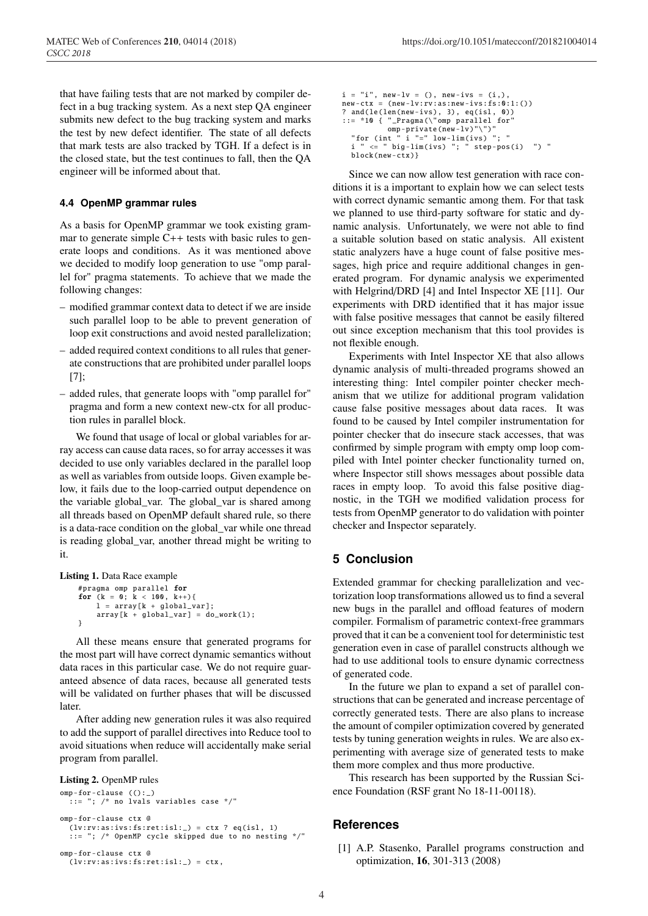that have failing tests that are not marked by compiler defect in a bug tracking system. As a next step QA engineer submits new defect to the bug tracking system and marks the test by new defect identifier. The state of all defects that mark tests are also tracked by TGH. If a defect is in the closed state, but the test continues to fall, then the QA engineer will be informed about that.

### 4.4 OpenMP grammar rules

As a basis for OpenMP grammar we took existing grammar to generate simple C++ tests with basic rules to generate loops and conditions. As it was mentioned above we decided to modify loop generation to use "omp parallel for" pragma statements. To achieve that we made the following changes:

– modified grammar context data to detect if we are inside such parallel loop to be able to prevent generation of loop exit constructions and avoid nested parallelization;

– added required context conditions to all rules that generate constructions that are prohibited under parallel loops [7];

– added rules, that generate loops with "omp parallel for" pragma and form a new context new-ctx for all production rules in parallel block.

We found that usage of local or global variables for array access can cause data races, so for array accesses it was decided to use only variables declared in the parallel loop as well as variables from outside loops. Given example below, it fails due to the loop-carried output dependence on the variable global_var. The global_var is shared among all threads based on OpenMP default shared rule, so there is a data-race condition on the global_var while one thread is reading global_var, another thread might be writing to it.

**Listing 1.** Data Race example

```
#pragma omp parallel for
for (k = 0; k < 100, k++){
    l = array[k + global_var];
    array[k + global_var] = do_work(l);
}
```

All these means ensure that generated programs for the most part will have correct dynamic semantics without data races in this particular case. We do not require guaranteed absence of data races, because all generated tests will be validated on further phases that will be discussed later.

After adding new generation rules it was also required to add the support of parallel directives into Reduce tool to avoid situations when reduce will accidentally make serial program from parallel.

**Listing 2.** OpenMP rules

```
omp-for-clause (():_)
  ::= "; /* no lvals variables case */"

omp-for-clause ctx @
  (lv:rv:as:ivs:fs:ret:isl:_) = ctx ? eq(isl, 1)
  ::= "; /* OpenMP cycle skipped due to no nesting */"

omp-for-clause ctx @
  (lv:rv:as:ivs:fs:ret:isl:_) = ctx,
  i = "i", new-lv = (), new-ivs = (i,),
  new-ctx = (new-lv:rv:as:new-ivs:fs:0:1:())
  ? and(le(len(new-ivs), 3), eq(isl, 0))
  ::= *10 { "_Pragma(\"omp parallel for"
          omp-private(new-lv)"\")"
    "for (int " i "=" low-lim(ivs) "; "
    i " <= " big-lim(ivs) "; " step-pos(i)  ") "
    block(new-ctx)}
```

Since we can now allow test generation with race conditions it is a important to explain how we can select tests with correct dynamic semantic among them. For that task we planned to use third-party software for static and dynamic analysis. Unfortunately, we were not able to find a suitable solution based on static analysis. All existent static analyzers have a huge count of false positive messages, high price and require additional changes in generated program. For dynamic analysis we experimented with Helgrind/DRD [4] and Intel Inspector XE [11]. Our experiments with DRD identified that it has major issue with false positive messages that cannot be easily filtered out since exception mechanism that this tool provides is not flexible enough.

Experiments with Intel Inspector XE that also allows dynamic analysis of multi-threaded programs showed an interesting thing: Intel compiler pointer checker mechanism that we utilize for additional program validation cause false positive messages about data races. It was found to be caused by Intel compiler instrumentation for pointer checker that do insecure stack accesses, that was confirmed by simple program with empty omp loop compiled with Intel pointer checker functionality turned on, where Inspector still shows messages about possible data races in empty loop. To avoid this false positive diagnostic, in the TGH we modified validation process for tests from OpenMP generator to do validation with pointer checker and Inspector separately.

## 5 Conclusion

Extended grammar for checking parallelization and vectorization loop transformations allowed us to find a several new bugs in the parallel and offload features of modern compiler. Formalism of parametric context-free grammars proved that it can be a convenient tool for deterministic test generation even in case of parallel constructs although we had to use additional tools to ensure dynamic correctness of generated code.

In the future we plan to expand a set of parallel constructions that can be generated and increase percentage of correctly generated tests. There are also plans to increase the amount of compiler optimization covered by generated tests by tuning generation weights in rules. We are also experimenting with average size of generated tests to make them more complex and thus more productive.

This research has been supported by the Russian Science Foundation (RSF grant No 18-11-00118).

## References

[1] A.P. Stasenko, Parallel programs construction and optimization, **16**, 301-313 (2008)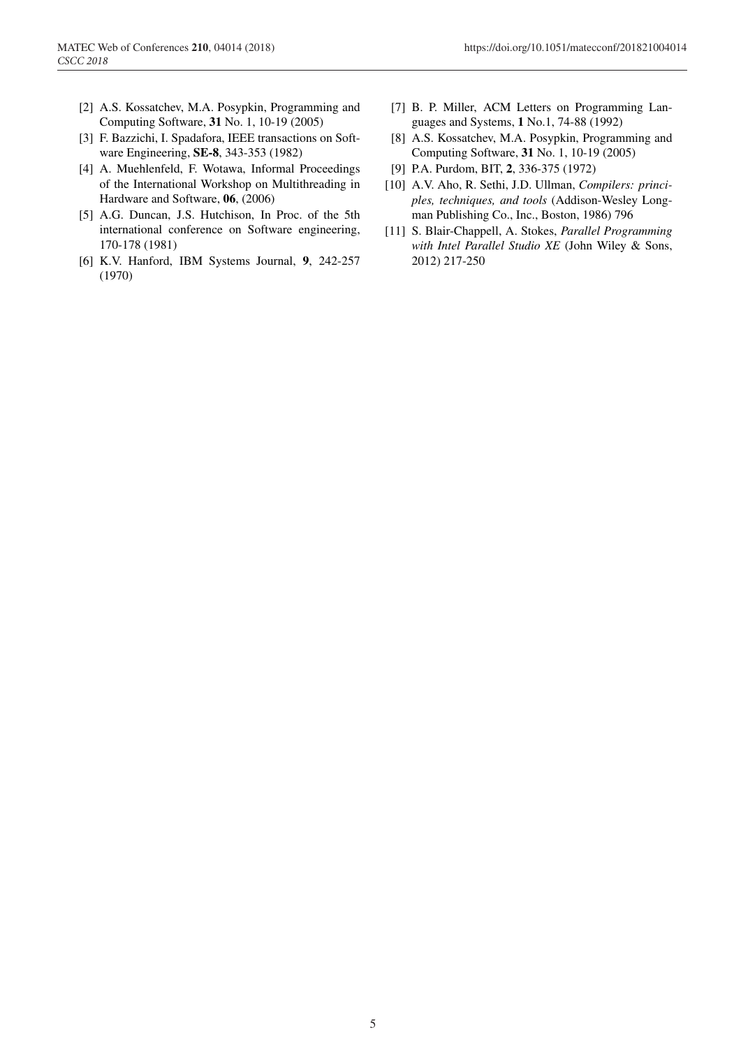[2] A.S. Kossatchev, M.A. Posypkin, Programming and Computing Software, **31** No. 1, 10-19 (2005)

[3] F. Bazzichi, I. Spadafora, IEEE transactions on Software Engineering, **SE-8**, 343-353 (1982)

[4] A. Muehlenfeld, F. Wotawa, Informal Proceedings of the International Workshop on Multithreading in Hardware and Software, **06**, (2006)

[5] A.G. Duncan, J.S. Hutchison, In Proc. of the 5th international conference on Software engineering, 170-178 (1981)

[6] K.V. Hanford, IBM Systems Journal, **9**, 242-257 (1970)

[7] B. P. Miller, ACM Letters on Programming Languages and Systems, **1** No.1, 74-88 (1992)

[8] A.S. Kossatchev, M.A. Posypkin, Programming and Computing Software, **31** No. 1, 10-19 (2005)

[9] P.A. Purdom, BIT, **2**, 336-375 (1972)

[10] A.V. Aho, R. Sethi, J.D. Ullman, *Compilers: principles, techniques, and tools* (Addison-Wesley Longman Publishing Co., Inc., Boston, 1986) 796

[11] S. Blair-Chappell, A. Stokes, *Parallel Programming with Intel Parallel Studio XE* (John Wiley & Sons, 2012) 217-250